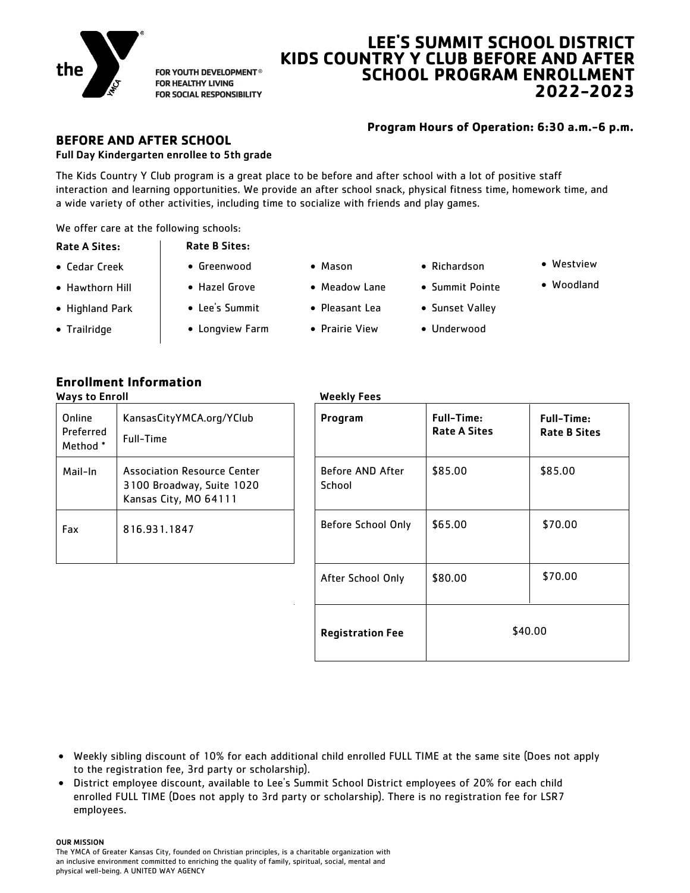the

FOR YOUTH DEVELOPMENT®
FOR HEALTHY LIVING
FOR SOCIAL RESPONSIBILITY

# LEE'S SUMMIT SCHOOL DISTRICT KIDS COUNTRY Y CLUB BEFORE AND AFTER SCHOOL PROGRAM ENROLLMENT 2022-2023

**Program Hours of Operation: 6:30 a.m.-6 p.m.**

## BEFORE AND AFTER SCHOOL

**Full Day Kindergarten enrollee to 5th grade**

The Kids Country Y Club program is a great place to be before and after school with a lot of positive staff interaction and learning opportunities. We provide an after school snack, physical fitness time, homework time, and a wide variety of other activities, including time to socialize with friends and play games.

We offer care at the following schools:

**Rate A Sites:**

- Cedar Creek
- Hawthorn Hill
- Highland Park
- Trailridge

**Rate B Sites:**

- Greenwood
- Hazel Grove
- Lee's Summit
- Longview Farm
- Mason
- Meadow Lane
- Pleasant Lea
- Prairie View
- Richardson
- Summit Pointe
- Sunset Valley
- Underwood
- Westview
- Woodland

## Enrollment Information

**Ways to Enroll**

| | |
|---|---|
| Online Preferred Method * | KansasCityYMCA.org/YClub<br>Full-Time |
| Mail-In | Association Resource Center<br>3100 Broadway, Suite 1020<br>Kansas City, MO 64111 |
| Fax | 816.931.1847 |

**Weekly Fees**

| Program | Full-Time: Rate A Sites | Full-Time: Rate B Sites |
|---|---|---|
| Before AND After School | $85.00 | $85.00 |
| Before School Only | $65.00 | $70.00 |
| After School Only | $80.00 | $70.00 |
| **Registration Fee** | $40.00 | |

- Weekly sibling discount of 10% for each additional child enrolled FULL TIME at the same site (Does not apply to the registration fee, 3rd party or scholarship).
- District employee discount, available to Lee's Summit School District employees of 20% for each child enrolled FULL TIME (Does not apply to 3rd party or scholarship). There is no registration fee for LSR7 employees.

**OUR MISSION**

The YMCA of Greater Kansas City, founded on Christian principles, is a charitable organization with an inclusive environment committed to enriching the quality of family, spiritual, social, mental and physical well-being. A UNITED WAY AGENCY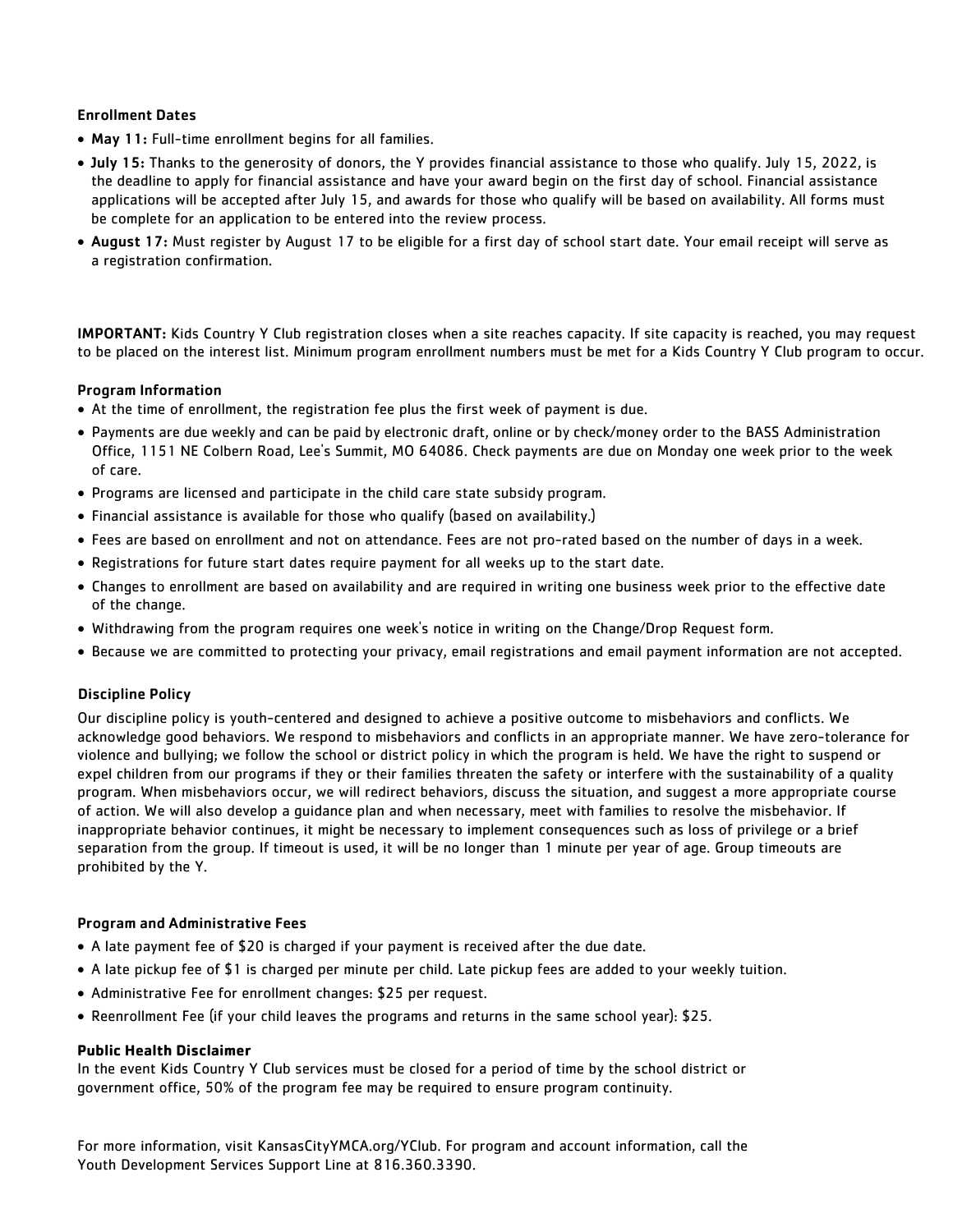### Enrollment Dates

- **May 11:** Full-time enrollment begins for all families.
- **July 15:** Thanks to the generosity of donors, the Y provides financial assistance to those who qualify. July 15, 2022, is the deadline to apply for financial assistance and have your award begin on the first day of school. Financial assistance applications will be accepted after July 15, and awards for those who qualify will be based on availability. All forms must be complete for an application to be entered into the review process.
- **August 17:** Must register by August 17 to be eligible for a first day of school start date. Your email receipt will serve as a registration confirmation.

**IMPORTANT:** Kids Country Y Club registration closes when a site reaches capacity. If site capacity is reached, you may request to be placed on the interest list. Minimum program enrollment numbers must be met for a Kids Country Y Club program to occur.

### Program Information

- At the time of enrollment, the registration fee plus the first week of payment is due.
- Payments are due weekly and can be paid by electronic draft, online or by check/money order to the BASS Administration Office, 1151 NE Colbern Road, Lee's Summit, MO 64086. Check payments are due on Monday one week prior to the week of care.
- Programs are licensed and participate in the child care state subsidy program.
- Financial assistance is available for those who qualify (based on availability.)
- Fees are based on enrollment and not on attendance. Fees are not pro-rated based on the number of days in a week.
- Registrations for future start dates require payment for all weeks up to the start date.
- Changes to enrollment are based on availability and are required in writing one business week prior to the effective date of the change.
- Withdrawing from the program requires one week's notice in writing on the Change/Drop Request form.
- Because we are committed to protecting your privacy, email registrations and email payment information are not accepted.

### Discipline Policy

Our discipline policy is youth-centered and designed to achieve a positive outcome to misbehaviors and conflicts. We acknowledge good behaviors. We respond to misbehaviors and conflicts in an appropriate manner. We have zero-tolerance for violence and bullying; we follow the school or district policy in which the program is held. We have the right to suspend or expel children from our programs if they or their families threaten the safety or interfere with the sustainability of a quality program. When misbehaviors occur, we will redirect behaviors, discuss the situation, and suggest a more appropriate course of action. We will also develop a guidance plan and when necessary, meet with families to resolve the misbehavior. If inappropriate behavior continues, it might be necessary to implement consequences such as loss of privilege or a brief separation from the group. If timeout is used, it will be no longer than 1 minute per year of age. Group timeouts are prohibited by the Y.

### Program and Administrative Fees

- A late payment fee of $20 is charged if your payment is received after the due date.
- A late pickup fee of $1 is charged per minute per child. Late pickup fees are added to your weekly tuition.
- Administrative Fee for enrollment changes: $25 per request.
- Reenrollment Fee (if your child leaves the programs and returns in the same school year): $25.

### Public Health Disclaimer

In the event Kids Country Y Club services must be closed for a period of time by the school district or government office, 50% of the program fee may be required to ensure program continuity.

For more information, visit KansasCityYMCA.org/YClub. For program and account information, call the Youth Development Services Support Line at 816.360.3390.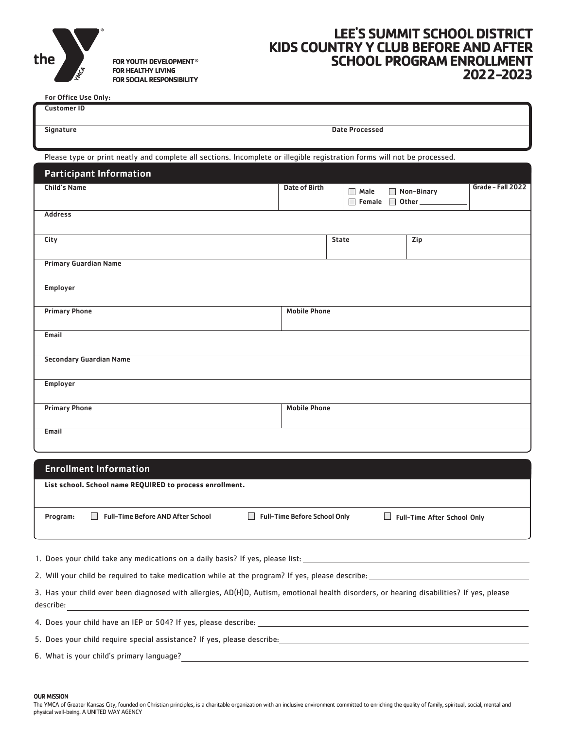FOR YOUTH DEVELOPMENT®
FOR HEALTHY LIVING
FOR SOCIAL RESPONSIBILITY

# LEE'S SUMMIT SCHOOL DISTRICT KIDS COUNTRY Y CLUB BEFORE AND AFTER SCHOOL PROGRAM ENROLLMENT 2022-2023

For Office Use Only:

| Customer ID | |
|---|---|
| Signature | Date Processed |

Please type or print neatly and complete all sections. Incomplete or illegible registration forms will not be processed.

## Participant Information

| Child's Name | Date of Birth | ☐ Male ☐ Non-Binary ☐ Female ☐ Other \_\_\_\_\_\_\_\_ | Grade - Fall 2022 |
|---|---|---|---|
| Address | | | |
| City | State | Zip | |
| Primary Guardian Name | | | |
| Employer | | | |
| Primary Phone | Mobile Phone | | |
| Email | | | |
| Secondary Guardian Name | | | |
| Employer | | | |
| Primary Phone | Mobile Phone | | |
| Email | | | |

## Enrollment Information

List school. School name REQUIRED to process enrollment.

Program: ☐ Full-Time Before AND After School ☐ Full-Time Before School Only ☐ Full-Time After School Only

1. Does your child take any medications on a daily basis? If yes, please list: \_\_\_\_\_\_\_\_\_\_\_\_\_\_\_\_
2. Will your child be required to take medication while at the program? If yes, please describe: \_\_\_\_\_\_\_\_\_\_\_\_\_\_\_\_
3. Has your child ever been diagnosed with allergies, AD(H)D, Autism, emotional health disorders, or hearing disabilities? If yes, please describe: \_\_\_\_\_\_\_\_\_\_\_\_\_\_\_\_
4. Does your child have an IEP or 504? If yes, please describe: \_\_\_\_\_\_\_\_\_\_\_\_\_\_\_\_
5. Does your child require special assistance? If yes, please describe: \_\_\_\_\_\_\_\_\_\_\_\_\_\_\_\_
6. What is your child's primary language? \_\_\_\_\_\_\_\_\_\_\_\_\_\_\_\_

**OUR MISSION**

The YMCA of Greater Kansas City, founded on Christian principles, is a charitable organization with an inclusive environment committed to enriching the quality of family, spiritual, social, mental and physical well-being. A UNITED WAY AGENCY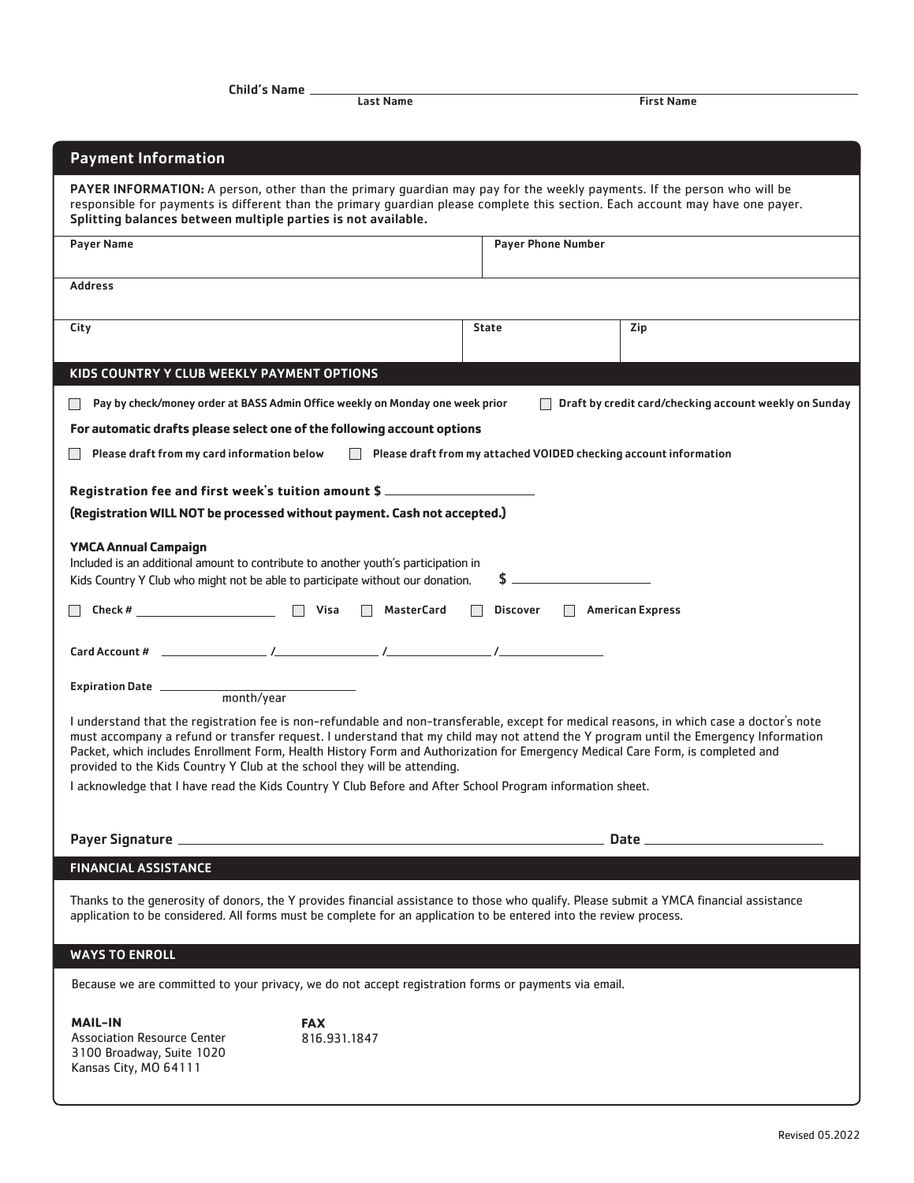Child's Name ______________________________ ______________________________
Last Name First Name

## Payment Information

**PAYER INFORMATION:** A person, other than the primary guardian may pay for the weekly payments. If the person who will be responsible for payments is different than the primary guardian please complete this section. Each account may have one payer. **Splitting balances between multiple parties is not available.**

| Payer Name | | Payer Phone Number |
|---|---|---|
| Address | | |
| City | State | Zip |

### KIDS COUNTRY Y CLUB WEEKLY PAYMENT OPTIONS

☐ Pay by check/money order at BASS Admin Office weekly on Monday one week prior ☐ Draft by credit card/checking account weekly on Sunday

**For automatic drafts please select one of the following account options**

☐ Please draft from my card information below ☐ Please draft from my attached VOIDED checking account information

**Registration fee and first week's tuition amount $** ______________________

**(Registration WILL NOT be processed without payment. Cash not accepted.)**

**YMCA Annual Campaign**
Included is an additional amount to contribute to another youth's participation in Kids Country Y Club who might not be able to participate without our donation. $ ______________________

☐ Check # ______________________ ☐ Visa ☐ MasterCard ☐ Discover ☐ American Express

Card Account # ______________ / ______________ / ______________ / ______________

Expiration Date ______________________
month/year

I understand that the registration fee is non-refundable and non-transferable, except for medical reasons, in which case a doctor's note must accompany a refund or transfer request. I understand that my child may not attend the Y program until the Emergency Information Packet, which includes Enrollment Form, Health History Form and Authorization for Emergency Medical Care Form, is completed and provided to the Kids Country Y Club at the school they will be attending.

I acknowledge that I have read the Kids Country Y Club Before and After School Program information sheet.

Payer Signature ______________________________________________ Date ______________________

### FINANCIAL ASSISTANCE

Thanks to the generosity of donors, the Y provides financial assistance to those who qualify. Please submit a YMCA financial assistance application to be considered. All forms must be complete for an application to be entered into the review process.

### WAYS TO ENROLL

Because we are committed to your privacy, we do not accept registration forms or payments via email.

**MAIL-IN**
Association Resource Center
3100 Broadway, Suite 1020
Kansas City, MO 64111

**FAX**
816.931.1847

Revised 05.2022